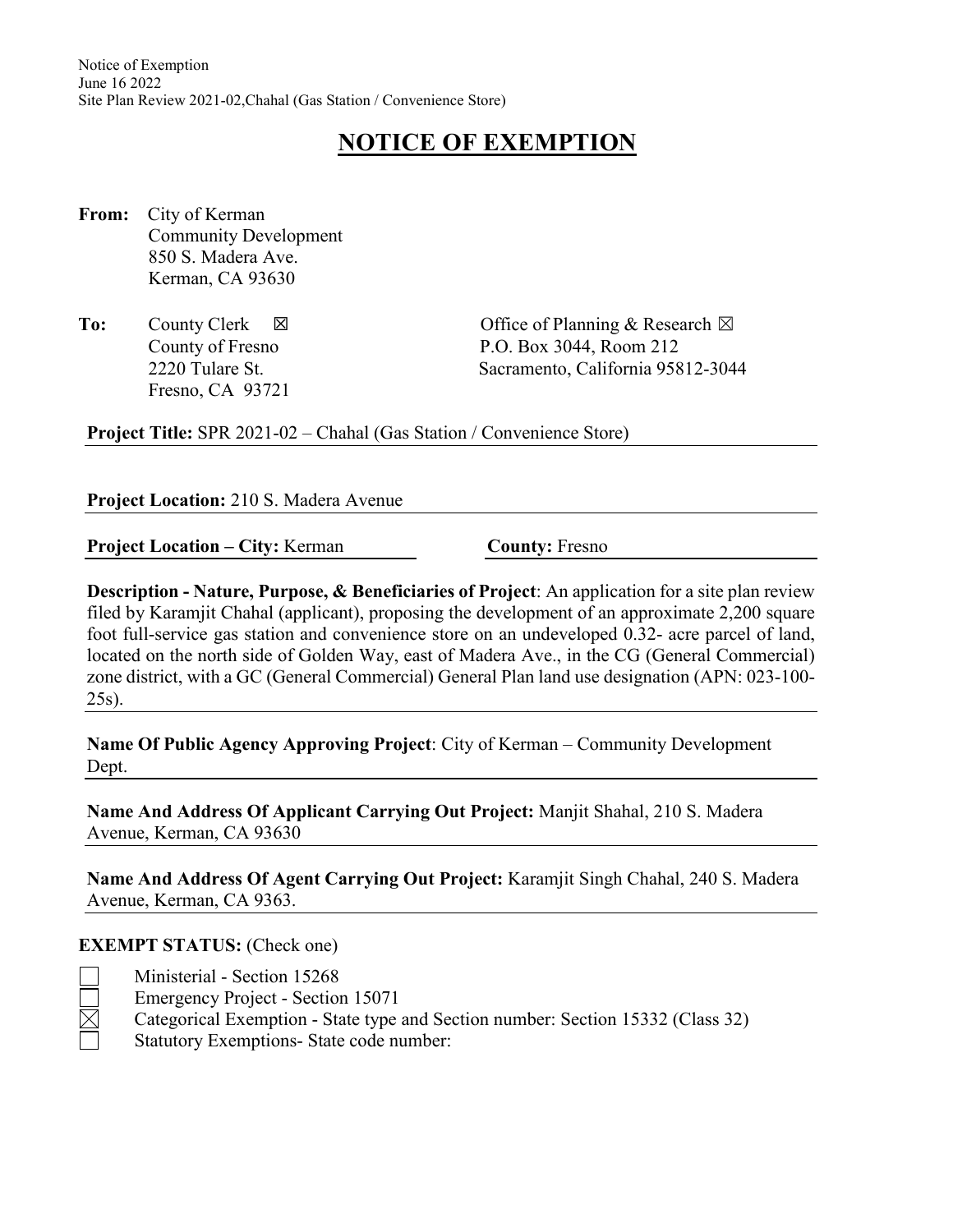# NOTICE OF EXEMPTION

**From:** City of Kerman
Community Development
850 S. Madera Ave.
Kerman, CA 93630

**To:** County Clerk ☒
County of Fresno
2220 Tulare St.
Fresno, CA 93721

Office of Planning & Research ☒
P.O. Box 3044, Room 212
Sacramento, California 95812-3044

**Project Title:** SPR 2021-02 – Chahal (Gas Station / Convenience Store)

**Project Location:** 210 S. Madera Avenue

**Project Location – City:** Kerman **County:** Fresno

**Description - Nature, Purpose, & Beneficiaries of Project**: An application for a site plan review filed by Karamjit Chahal (applicant), proposing the development of an approximate 2,200 square foot full-service gas station and convenience store on an undeveloped 0.32- acre parcel of land, located on the north side of Golden Way, east of Madera Ave., in the CG (General Commercial) zone district, with a GC (General Commercial) General Plan land use designation (APN: 023-100-25s).

**Name Of Public Agency Approving Project**: City of Kerman – Community Development Dept.

**Name And Address Of Applicant Carrying Out Project:** Manjit Shahal, 210 S. Madera Avenue, Kerman, CA 93630

**Name And Address Of Agent Carrying Out Project:** Karamjit Singh Chahal, 240 S. Madera Avenue, Kerman, CA 9363.

**EXEMPT STATUS:** (Check one)

☐ Ministerial - Section 15268
☐ Emergency Project - Section 15071
☒ Categorical Exemption - State type and Section number: Section 15332 (Class 32)
☐ Statutory Exemptions- State code number: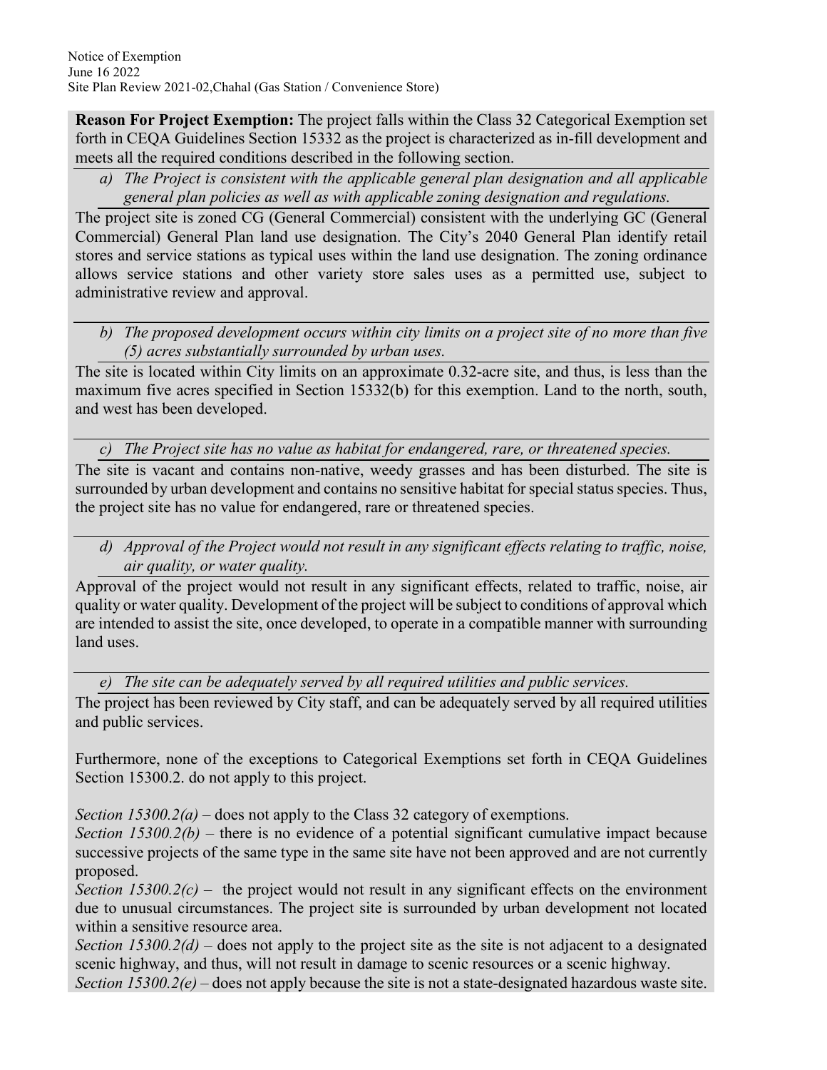**Reason For Project Exemption:** The project falls within the Class 32 Categorical Exemption set forth in CEQA Guidelines Section 15332 as the project is characterized as in-fill development and meets all the required conditions described in the following section.

*a) The Project is consistent with the applicable general plan designation and all applicable general plan policies as well as with applicable zoning designation and regulations.*

The project site is zoned CG (General Commercial) consistent with the underlying GC (General Commercial) General Plan land use designation. The City's 2040 General Plan identify retail stores and service stations as typical uses within the land use designation. The zoning ordinance allows service stations and other variety store sales uses as a permitted use, subject to administrative review and approval.

*b) The proposed development occurs within city limits on a project site of no more than five (5) acres substantially surrounded by urban uses.*

The site is located within City limits on an approximate 0.32-acre site, and thus, is less than the maximum five acres specified in Section 15332(b) for this exemption. Land to the north, south, and west has been developed.

*c) The Project site has no value as habitat for endangered, rare, or threatened species.*

The site is vacant and contains non-native, weedy grasses and has been disturbed. The site is surrounded by urban development and contains no sensitive habitat for special status species. Thus, the project site has no value for endangered, rare or threatened species.

*d) Approval of the Project would not result in any significant effects relating to traffic, noise, air quality, or water quality.*

Approval of the project would not result in any significant effects, related to traffic, noise, air quality or water quality. Development of the project will be subject to conditions of approval which are intended to assist the site, once developed, to operate in a compatible manner with surrounding land uses.

*e) The site can be adequately served by all required utilities and public services.*

The project has been reviewed by City staff, and can be adequately served by all required utilities and public services.

Furthermore, none of the exceptions to Categorical Exemptions set forth in CEQA Guidelines Section 15300.2. do not apply to this project.

*Section 15300.2(a)* – does not apply to the Class 32 category of exemptions.
*Section 15300.2(b)* – there is no evidence of a potential significant cumulative impact because successive projects of the same type in the same site have not been approved and are not currently proposed.
*Section 15300.2(c)* – the project would not result in any significant effects on the environment due to unusual circumstances. The project site is surrounded by urban development not located within a sensitive resource area.
*Section 15300.2(d)* – does not apply to the project site as the site is not adjacent to a designated scenic highway, and thus, will not result in damage to scenic resources or a scenic highway.
*Section 15300.2(e)* – does not apply because the site is not a state-designated hazardous waste site.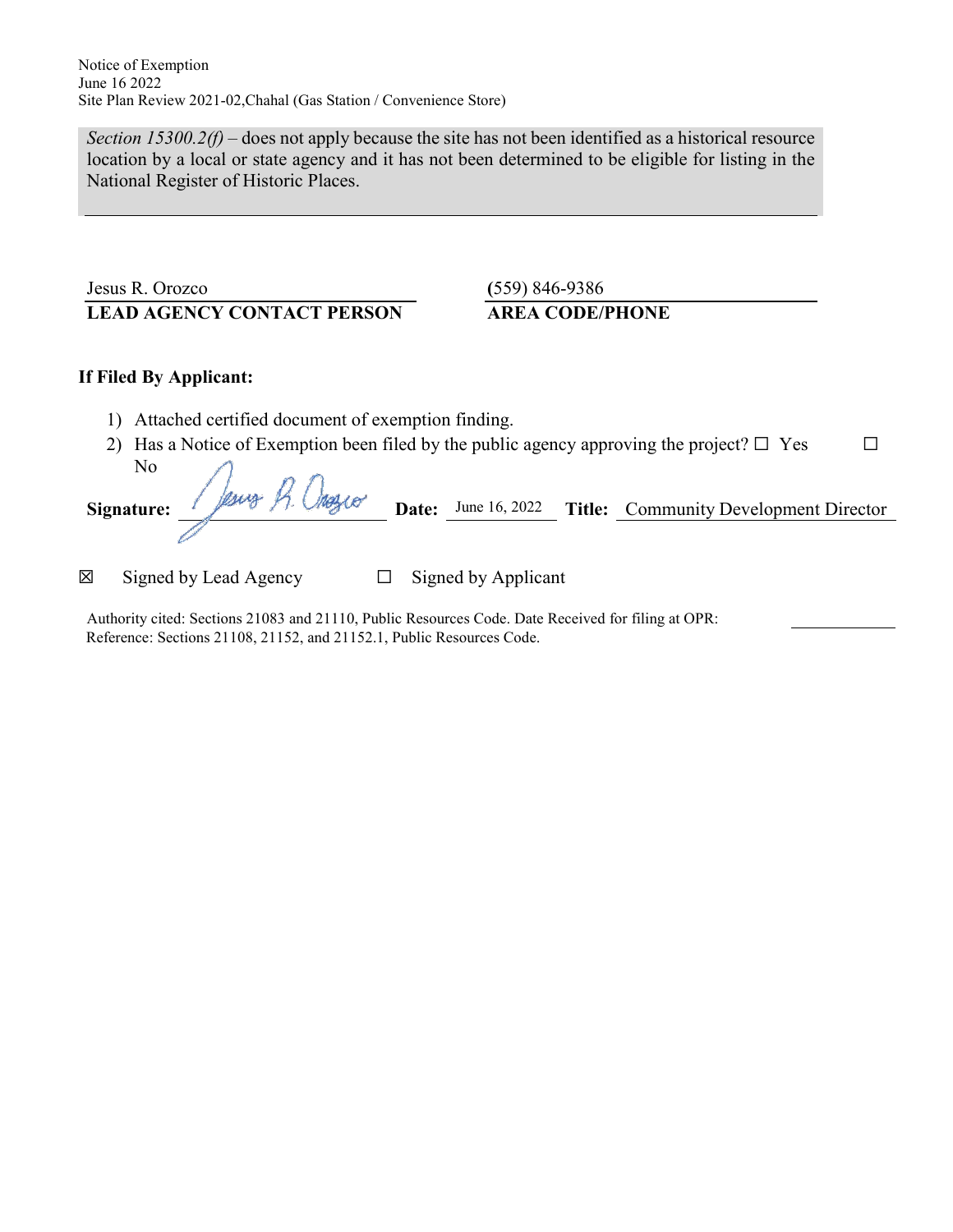*Section 15300.2(f)* – does not apply because the site has not been identified as a historical resource location by a local or state agency and it has not been determined to be eligible for listing in the National Register of Historic Places.

Jesus R. Orozco
**LEAD AGENCY CONTACT PERSON**

(559) 846-9386
**AREA CODE/PHONE**

**If Filed By Applicant:**

1) Attached certified document of exemption finding.
2) Has a Notice of Exemption been filed by the public agency approving the project? ☐ Yes ☐ No

**Signature:** [signature] **Date:** June 16, 2022 **Title:** Community Development Director

☒ Signed by Lead Agency ☐ Signed by Applicant

Authority cited: Sections 21083 and 21110, Public Resources Code. Date Received for filing at OPR: ____________
Reference: Sections 21108, 21152, and 21152.1, Public Resources Code.